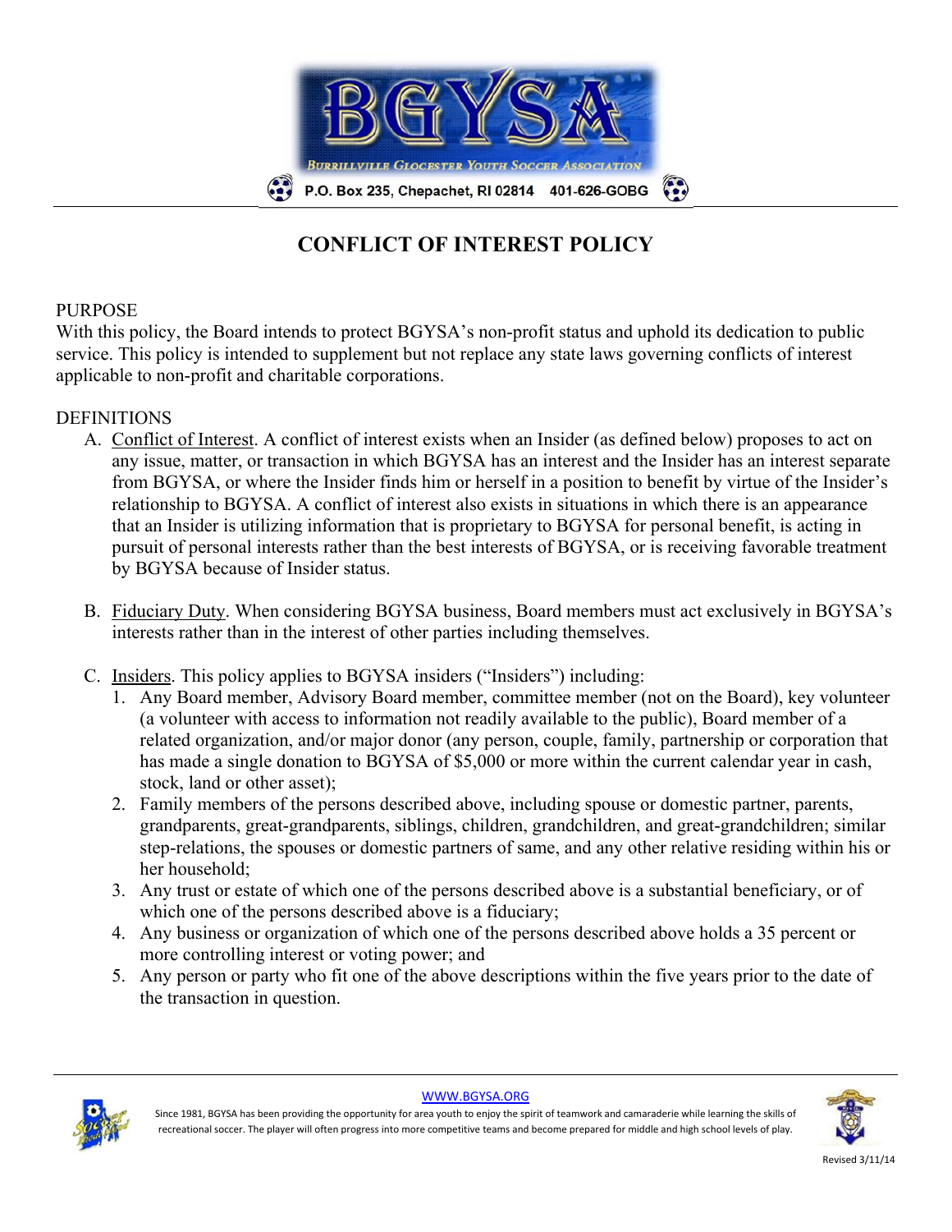# CONFLICT OF INTEREST POLICY

PURPOSE

With this policy, the Board intends to protect BGYSA's non-profit status and uphold its dedication to public service. This policy is intended to supplement but not replace any state laws governing conflicts of interest applicable to non-profit and charitable corporations.

DEFINITIONS

A. Conflict of Interest. A conflict of interest exists when an Insider (as defined below) proposes to act on any issue, matter, or transaction in which BGYSA has an interest and the Insider has an interest separate from BGYSA, or where the Insider finds him or herself in a position to benefit by virtue of the Insider's relationship to BGYSA. A conflict of interest also exists in situations in which there is an appearance that an Insider is utilizing information that is proprietary to BGYSA for personal benefit, is acting in pursuit of personal interests rather than the best interests of BGYSA, or is receiving favorable treatment by BGYSA because of Insider status.

B. Fiduciary Duty. When considering BGYSA business, Board members must act exclusively in BGYSA's interests rather than in the interest of other parties including themselves.

C. Insiders. This policy applies to BGYSA insiders ("Insiders") including:
   1. Any Board member, Advisory Board member, committee member (not on the Board), key volunteer (a volunteer with access to information not readily available to the public), Board member of a related organization, and/or major donor (any person, couple, family, partnership or corporation that has made a single donation to BGYSA of $5,000 or more within the current calendar year in cash, stock, land or other asset);
   2. Family members of the persons described above, including spouse or domestic partner, parents, grandparents, great-grandparents, siblings, children, grandchildren, and great-grandchildren; similar step-relations, the spouses or domestic partners of same, and any other relative residing within his or her household;
   3. Any trust or estate of which one of the persons described above is a substantial beneficiary, or of which one of the persons described above is a fiduciary;
   4. Any business or organization of which one of the persons described above holds a 35 percent or more controlling interest or voting power; and
   5. Any person or party who fit one of the above descriptions within the five years prior to the date of the transaction in question.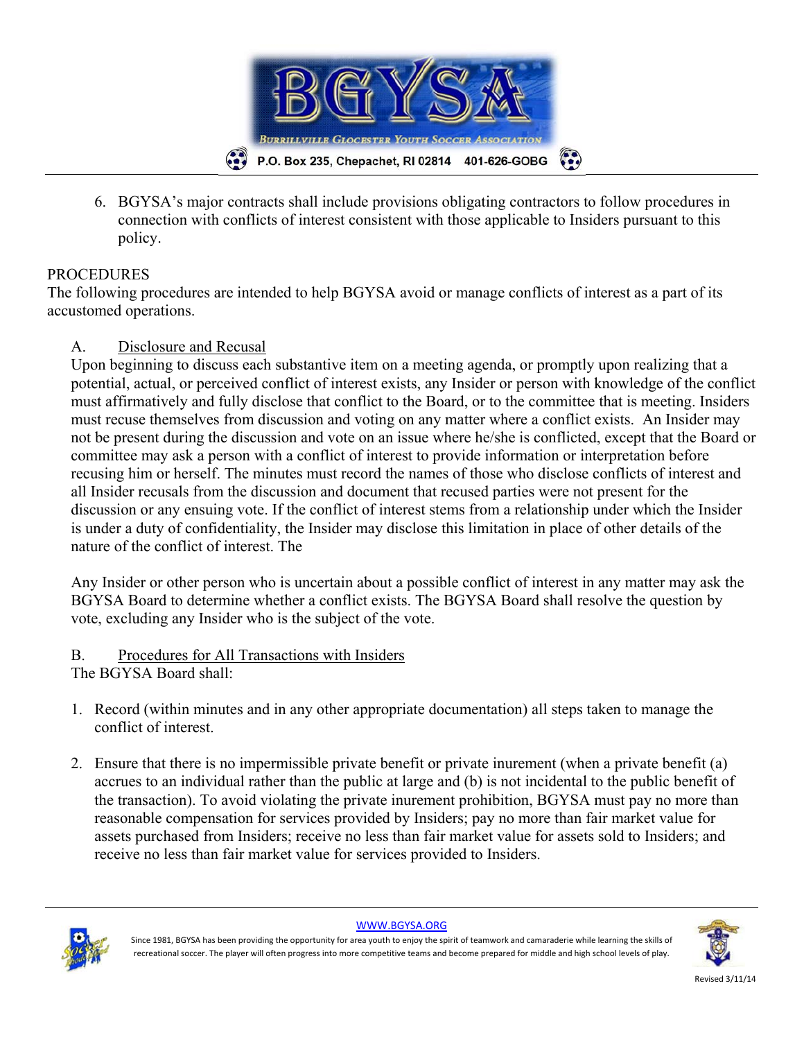6. BGYSA's major contracts shall include provisions obligating contractors to follow procedures in connection with conflicts of interest consistent with those applicable to Insiders pursuant to this policy.

PROCEDURES

The following procedures are intended to help BGYSA avoid or manage conflicts of interest as a part of its accustomed operations.

A. Disclosure and Recusal

Upon beginning to discuss each substantive item on a meeting agenda, or promptly upon realizing that a potential, actual, or perceived conflict of interest exists, any Insider or person with knowledge of the conflict must affirmatively and fully disclose that conflict to the Board, or to the committee that is meeting. Insiders must recuse themselves from discussion and voting on any matter where a conflict exists. An Insider may not be present during the discussion and vote on an issue where he/she is conflicted, except that the Board or committee may ask a person with a conflict of interest to provide information or interpretation before recusing him or herself. The minutes must record the names of those who disclose conflicts of interest and all Insider recusals from the discussion and document that recused parties were not present for the discussion or any ensuing vote. If the conflict of interest stems from a relationship under which the Insider is under a duty of confidentiality, the Insider may disclose this limitation in place of other details of the nature of the conflict of interest. The

Any Insider or other person who is uncertain about a possible conflict of interest in any matter may ask the BGYSA Board to determine whether a conflict exists. The BGYSA Board shall resolve the question by vote, excluding any Insider who is the subject of the vote.

B. Procedures for All Transactions with Insiders

The BGYSA Board shall:

1. Record (within minutes and in any other appropriate documentation) all steps taken to manage the conflict of interest.

2. Ensure that there is no impermissible private benefit or private inurement (when a private benefit (a) accrues to an individual rather than the public at large and (b) is not incidental to the public benefit of the transaction). To avoid violating the private inurement prohibition, BGYSA must pay no more than reasonable compensation for services provided by Insiders; pay no more than fair market value for assets purchased from Insiders; receive no less than fair market value for assets sold to Insiders; and receive no less than fair market value for services provided to Insiders.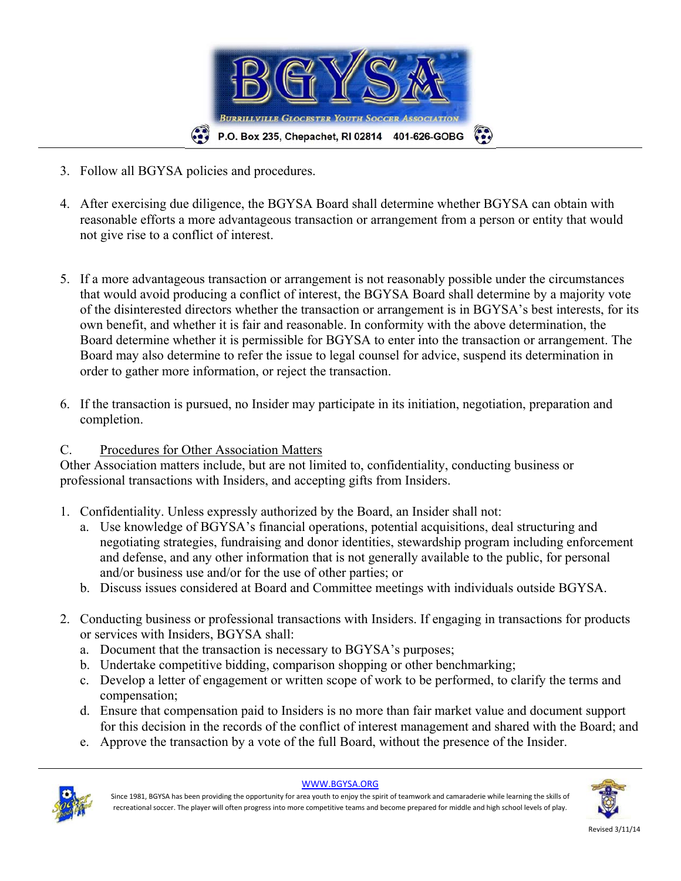3. Follow all BGYSA policies and procedures.

4. After exercising due diligence, the BGYSA Board shall determine whether BGYSA can obtain with reasonable efforts a more advantageous transaction or arrangement from a person or entity that would not give rise to a conflict of interest.

5. If a more advantageous transaction or arrangement is not reasonably possible under the circumstances that would avoid producing a conflict of interest, the BGYSA Board shall determine by a majority vote of the disinterested directors whether the transaction or arrangement is in BGYSA's best interests, for its own benefit, and whether it is fair and reasonable. In conformity with the above determination, the Board determine whether it is permissible for BGYSA to enter into the transaction or arrangement. The Board may also determine to refer the issue to legal counsel for advice, suspend its determination in order to gather more information, or reject the transaction.

6. If the transaction is pursued, no Insider may participate in its initiation, negotiation, preparation and completion.

C. <u>Procedures for Other Association Matters</u>

Other Association matters include, but are not limited to, confidentiality, conducting business or professional transactions with Insiders, and accepting gifts from Insiders.

1. Confidentiality. Unless expressly authorized by the Board, an Insider shall not:
   a. Use knowledge of BGYSA's financial operations, potential acquisitions, deal structuring and negotiating strategies, fundraising and donor identities, stewardship program including enforcement and defense, and any other information that is not generally available to the public, for personal and/or business use and/or for the use of other parties; or
   b. Discuss issues considered at Board and Committee meetings with individuals outside BGYSA.

2. Conducting business or professional transactions with Insiders. If engaging in transactions for products or services with Insiders, BGYSA shall:
   a. Document that the transaction is necessary to BGYSA's purposes;
   b. Undertake competitive bidding, comparison shopping or other benchmarking;
   c. Develop a letter of engagement or written scope of work to be performed, to clarify the terms and compensation;
   d. Ensure that compensation paid to Insiders is no more than fair market value and document support for this decision in the records of the conflict of interest management and shared with the Board; and
   e. Approve the transaction by a vote of the full Board, without the presence of the Insider.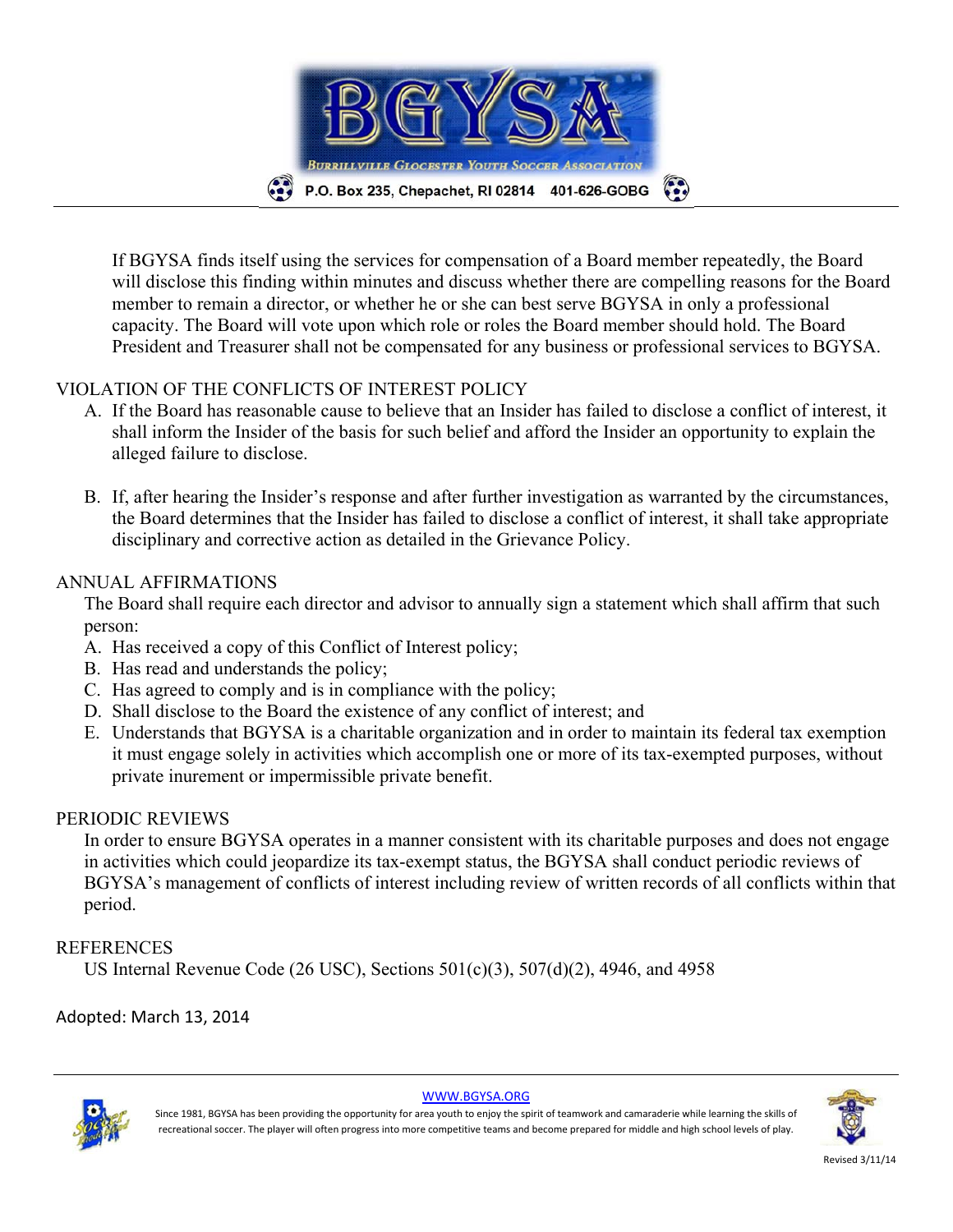If BGYSA finds itself using the services for compensation of a Board member repeatedly, the Board will disclose this finding within minutes and discuss whether there are compelling reasons for the Board member to remain a director, or whether he or she can best serve BGYSA in only a professional capacity. The Board will vote upon which role or roles the Board member should hold. The Board President and Treasurer shall not be compensated for any business or professional services to BGYSA.

## VIOLATION OF THE CONFLICTS OF INTEREST POLICY

A. If the Board has reasonable cause to believe that an Insider has failed to disclose a conflict of interest, it shall inform the Insider of the basis for such belief and afford the Insider an opportunity to explain the alleged failure to disclose.

B. If, after hearing the Insider's response and after further investigation as warranted by the circumstances, the Board determines that the Insider has failed to disclose a conflict of interest, it shall take appropriate disciplinary and corrective action as detailed in the Grievance Policy.

## ANNUAL AFFIRMATIONS

The Board shall require each director and advisor to annually sign a statement which shall affirm that such person:

A. Has received a copy of this Conflict of Interest policy;
B. Has read and understands the policy;
C. Has agreed to comply and is in compliance with the policy;
D. Shall disclose to the Board the existence of any conflict of interest; and
E. Understands that BGYSA is a charitable organization and in order to maintain its federal tax exemption it must engage solely in activities which accomplish one or more of its tax-exempted purposes, without private inurement or impermissible private benefit.

## PERIODIC REVIEWS

In order to ensure BGYSA operates in a manner consistent with its charitable purposes and does not engage in activities which could jeopardize its tax-exempt status, the BGYSA shall conduct periodic reviews of BGYSA's management of conflicts of interest including review of written records of all conflicts within that period.

## REFERENCES

US Internal Revenue Code (26 USC), Sections 501(c)(3), 507(d)(2), 4946, and 4958

Adopted: March 13, 2014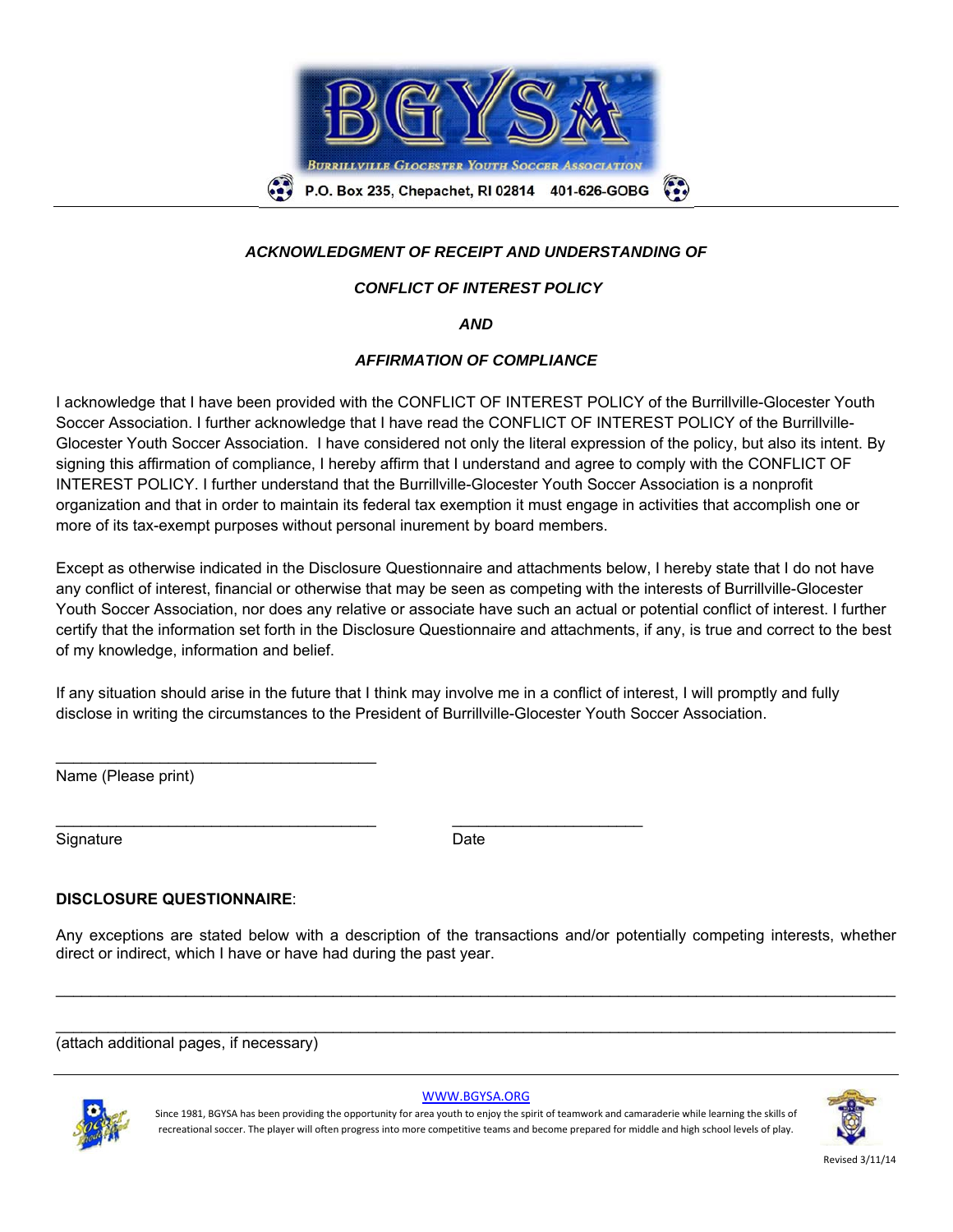BGYSA

BURRILLVILLE GLOCESTER YOUTH SOCCER ASSOCIATION

P.O. Box 235, Chepachet, RI 02814 401-626-GOBG

***ACKNOWLEDGMENT OF RECEIPT AND UNDERSTANDING OF***

***CONFLICT OF INTEREST POLICY***

***AND***

***AFFIRMATION OF COMPLIANCE***

I acknowledge that I have been provided with the CONFLICT OF INTEREST POLICY of the Burrillville-Glocester Youth Soccer Association. I further acknowledge that I have read the CONFLICT OF INTEREST POLICY of the Burrillville-Glocester Youth Soccer Association. I have considered not only the literal expression of the policy, but also its intent. By signing this affirmation of compliance, I hereby affirm that I understand and agree to comply with the CONFLICT OF INTEREST POLICY. I further understand that the Burrillville-Glocester Youth Soccer Association is a nonprofit organization and that in order to maintain its federal tax exemption it must engage in activities that accomplish one or more of its tax-exempt purposes without personal inurement by board members.

Except as otherwise indicated in the Disclosure Questionnaire and attachments below, I hereby state that I do not have any conflict of interest, financial or otherwise that may be seen as competing with the interests of Burrillville-Glocester Youth Soccer Association, nor does any relative or associate have such an actual or potential conflict of interest. I further certify that the information set forth in the Disclosure Questionnaire and attachments, if any, is true and correct to the best of my knowledge, information and belief.

If any situation should arise in the future that I think may involve me in a conflict of interest, I will promptly and fully disclose in writing the circumstances to the President of Burrillville-Glocester Youth Soccer Association.

_____________________________________

Name (Please print)

_____________________________________ ______________________

Signature Date

**DISCLOSURE QUESTIONNAIRE**:

Any exceptions are stated below with a description of the transactions and/or potentially competing interests, whether direct or indirect, which I have or have had during the past year.

_____________________________________________________________________________________________

_____________________________________________________________________________________________

(attach additional pages, if necessary)

WWW.BGYSA.ORG

Since 1981, BGYSA has been providing the opportunity for area youth to enjoy the spirit of teamwork and camaraderie while learning the skills of recreational soccer. The player will often progress into more competitive teams and become prepared for middle and high school levels of play.

Revised 3/11/14